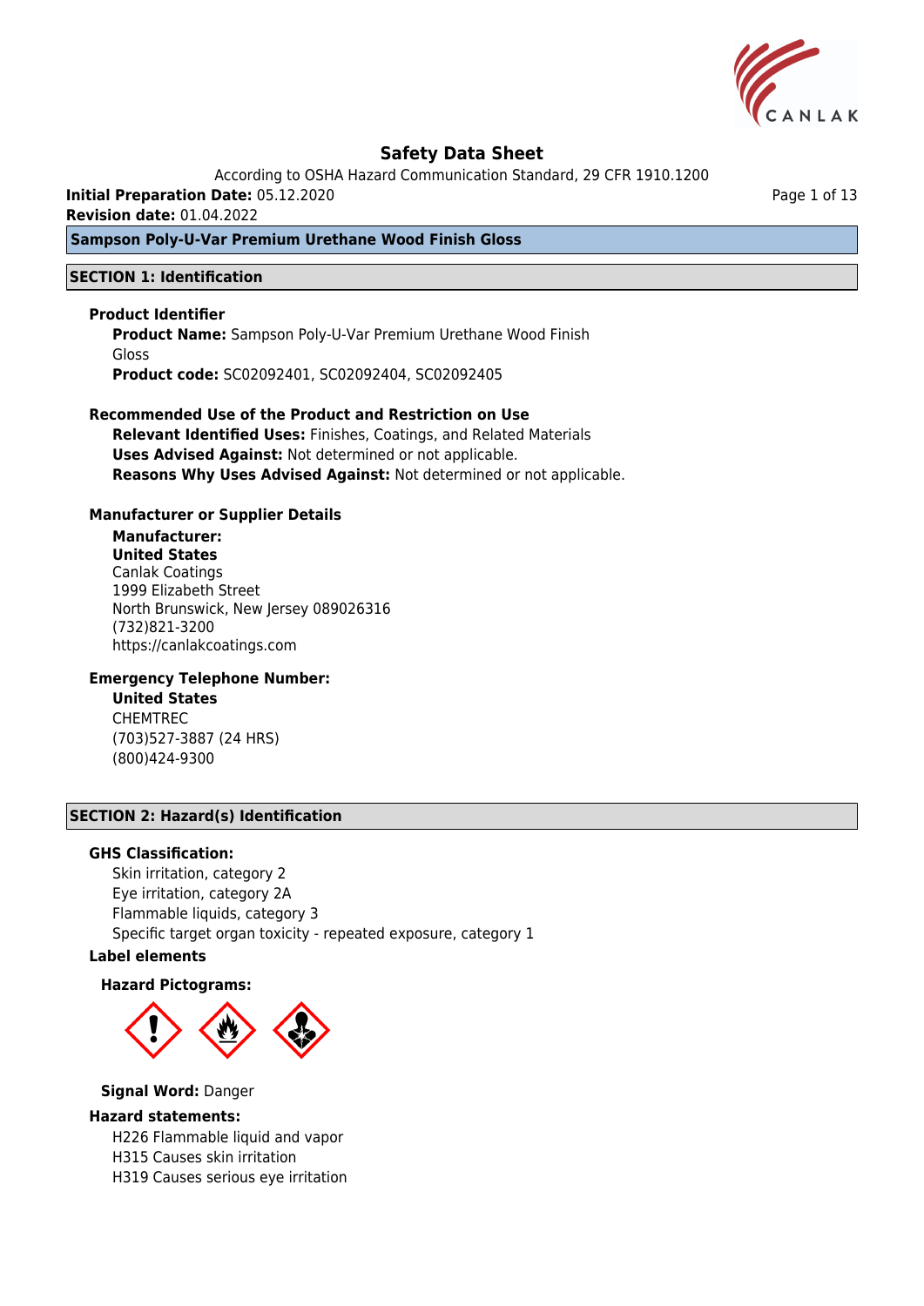# Safety Data Sheet

According to OSHA Hazard Communication Standard, 29 CFR 1910.1200

**Initial Preparation Date:** 05.12.2020

**Revision date:** 01.04.2022

**Sampson Poly-U-Var Premium Urethane Wood Finish Gloss**

## SECTION 1: Identification

### Product Identifier

**Product Name:** Sampson Poly-U-Var Premium Urethane Wood Finish Gloss

**Product code:** SC02092401, SC02092404, SC02092405

### Recommended Use of the Product and Restriction on Use

**Relevant Identified Uses:** Finishes, Coatings, and Related Materials

**Uses Advised Against:** Not determined or not applicable.

**Reasons Why Uses Advised Against:** Not determined or not applicable.

### Manufacturer or Supplier Details

**Manufacturer:**

**United States**

Canlak Coatings
1999 Elizabeth Street
North Brunswick, New Jersey 089026316
(732)821-3200
https://canlakcoatings.com

### Emergency Telephone Number:

**United States**

CHEMTREC
(703)527-3887 (24 HRS)
(800)424-9300

## SECTION 2: Hazard(s) Identification

### GHS Classification:

Skin irritation, category 2
Eye irritation, category 2A
Flammable liquids, category 3
Specific target organ toxicity - repeated exposure, category 1

### Label elements

**Hazard Pictograms:**

**Signal Word:** Danger

### Hazard statements:

H226 Flammable liquid and vapor
H315 Causes skin irritation
H319 Causes serious eye irritation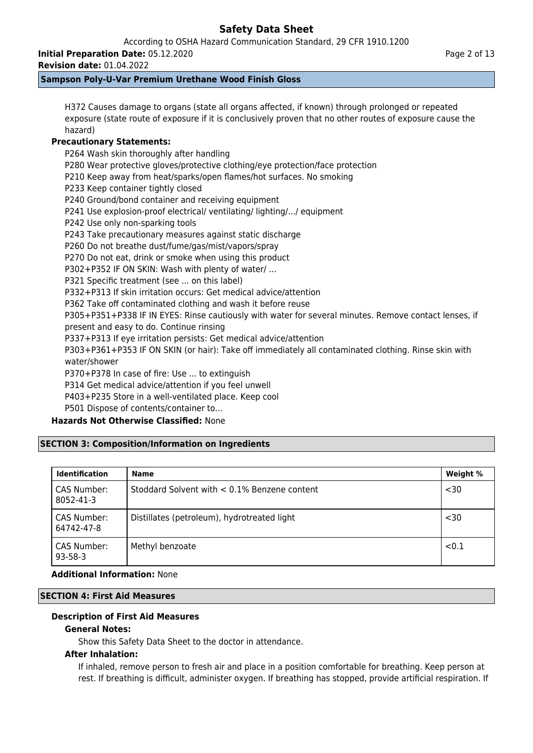H372 Causes damage to organs (state all organs affected, if known) through prolonged or repeated exposure (state route of exposure if it is conclusively proven that no other routes of exposure cause the hazard)

**Precautionary Statements:**

P264 Wash skin thoroughly after handling
P280 Wear protective gloves/protective clothing/eye protection/face protection
P210 Keep away from heat/sparks/open flames/hot surfaces. No smoking
P233 Keep container tightly closed
P240 Ground/bond container and receiving equipment
P241 Use explosion-proof electrical/ ventilating/ lighting/.../ equipment
P242 Use only non-sparking tools
P243 Take precautionary measures against static discharge
P260 Do not breathe dust/fume/gas/mist/vapors/spray
P270 Do not eat, drink or smoke when using this product
P302+P352 IF ON SKIN: Wash with plenty of water/ ...
P321 Specific treatment (see ... on this label)
P332+P313 If skin irritation occurs: Get medical advice/attention
P362 Take off contaminated clothing and wash it before reuse
P305+P351+P338 IF IN EYES: Rinse cautiously with water for several minutes. Remove contact lenses, if present and easy to do. Continue rinsing
P337+P313 If eye irritation persists: Get medical advice/attention
P303+P361+P353 IF ON SKIN (or hair): Take off immediately all contaminated clothing. Rinse skin with water/shower
P370+P378 In case of fire: Use ... to extinguish
P314 Get medical advice/attention if you feel unwell
P403+P235 Store in a well-ventilated place. Keep cool
P501 Dispose of contents/container to...

**Hazards Not Otherwise Classified:** None

## SECTION 3: Composition/Information on Ingredients

| Identification | Name | Weight % |
|---|---|---|
| CAS Number: 8052-41-3 | Stoddard Solvent with < 0.1% Benzene content | <30 |
| CAS Number: 64742-47-8 | Distillates (petroleum), hydrotreated light | <30 |
| CAS Number: 93-58-3 | Methyl benzoate | <0.1 |

**Additional Information:** None

## SECTION 4: First Aid Measures

### Description of First Aid Measures

**General Notes:**

Show this Safety Data Sheet to the doctor in attendance.

**After Inhalation:**

If inhaled, remove person to fresh air and place in a position comfortable for breathing. Keep person at rest. If breathing is difficult, administer oxygen. If breathing has stopped, provide artificial respiration. If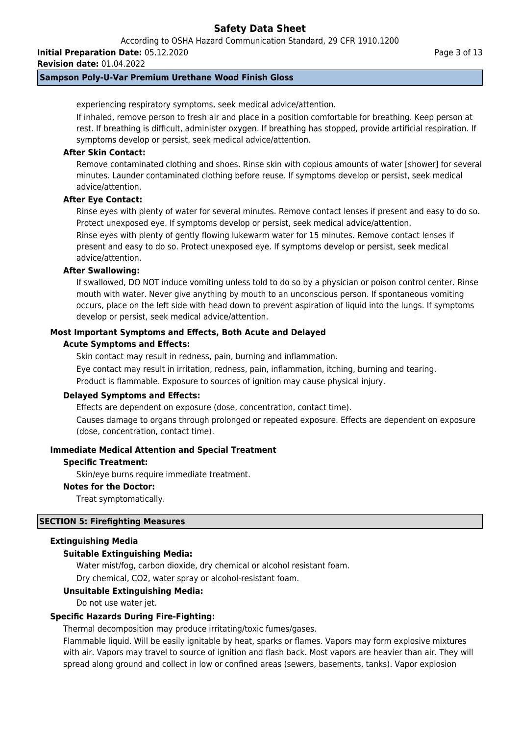experiencing respiratory symptoms, seek medical advice/attention.

If inhaled, remove person to fresh air and place in a position comfortable for breathing. Keep person at rest. If breathing is difficult, administer oxygen. If breathing has stopped, provide artificial respiration. If symptoms develop or persist, seek medical advice/attention.

**After Skin Contact:**

Remove contaminated clothing and shoes. Rinse skin with copious amounts of water [shower] for several minutes. Launder contaminated clothing before reuse. If symptoms develop or persist, seek medical advice/attention.

**After Eye Contact:**

Rinse eyes with plenty of water for several minutes. Remove contact lenses if present and easy to do so. Protect unexposed eye. If symptoms develop or persist, seek medical advice/attention.

Rinse eyes with plenty of gently flowing lukewarm water for 15 minutes. Remove contact lenses if present and easy to do so. Protect unexposed eye. If symptoms develop or persist, seek medical advice/attention.

**After Swallowing:**

If swallowed, DO NOT induce vomiting unless told to do so by a physician or poison control center. Rinse mouth with water. Never give anything by mouth to an unconscious person. If spontaneous vomiting occurs, place on the left side with head down to prevent aspiration of liquid into the lungs. If symptoms develop or persist, seek medical advice/attention.

### Most Important Symptoms and Effects, Both Acute and Delayed

**Acute Symptoms and Effects:**

Skin contact may result in redness, pain, burning and inflammation.

Eye contact may result in irritation, redness, pain, inflammation, itching, burning and tearing.

Product is flammable. Exposure to sources of ignition may cause physical injury.

**Delayed Symptoms and Effects:**

Effects are dependent on exposure (dose, concentration, contact time).

Causes damage to organs through prolonged or repeated exposure. Effects are dependent on exposure (dose, concentration, contact time).

### Immediate Medical Attention and Special Treatment

**Specific Treatment:**

Skin/eye burns require immediate treatment.

**Notes for the Doctor:**

Treat symptomatically.

## SECTION 5: Firefighting Measures

### Extinguishing Media

**Suitable Extinguishing Media:**

Water mist/fog, carbon dioxide, dry chemical or alcohol resistant foam.

Dry chemical, $CO_2$, water spray or alcohol-resistant foam.

**Unsuitable Extinguishing Media:**

Do not use water jet.

### Specific Hazards During Fire-Fighting:

Thermal decomposition may produce irritating/toxic fumes/gases.

Flammable liquid. Will be easily ignitable by heat, sparks or flames. Vapors may form explosive mixtures with air. Vapors may travel to source of ignition and flash back. Most vapors are heavier than air. They will spread along ground and collect in low or confined areas (sewers, basements, tanks). Vapor explosion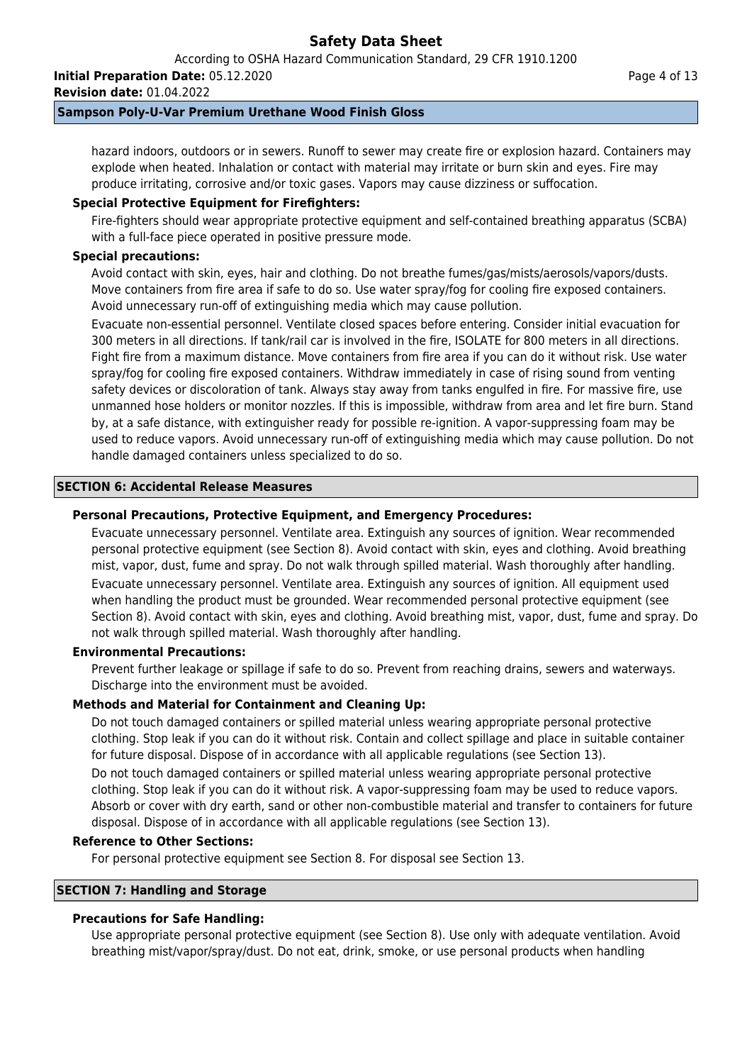hazard indoors, outdoors or in sewers. Runoff to sewer may create fire or explosion hazard. Containers may explode when heated. Inhalation or contact with material may irritate or burn skin and eyes. Fire may produce irritating, corrosive and/or toxic gases. Vapors may cause dizziness or suffocation.

**Special Protective Equipment for Firefighters:**

Fire-fighters should wear appropriate protective equipment and self-contained breathing apparatus (SCBA) with a full-face piece operated in positive pressure mode.

**Special precautions:**

Avoid contact with skin, eyes, hair and clothing. Do not breathe fumes/gas/mists/aerosols/vapors/dusts. Move containers from fire area if safe to do so. Use water spray/fog for cooling fire exposed containers. Avoid unnecessary run-off of extinguishing media which may cause pollution.

Evacuate non-essential personnel. Ventilate closed spaces before entering. Consider initial evacuation for 300 meters in all directions. If tank/rail car is involved in the fire, ISOLATE for 800 meters in all directions. Fight fire from a maximum distance. Move containers from fire area if you can do it without risk. Use water spray/fog for cooling fire exposed containers. Withdraw immediately in case of rising sound from venting safety devices or discoloration of tank. Always stay away from tanks engulfed in fire. For massive fire, use unmanned hose holders or monitor nozzles. If this is impossible, withdraw from area and let fire burn. Stand by, at a safe distance, with extinguisher ready for possible re-ignition. A vapor-suppressing foam may be used to reduce vapors. Avoid unnecessary run-off of extinguishing media which may cause pollution. Do not handle damaged containers unless specialized to do so.

## SECTION 6: Accidental Release Measures

**Personal Precautions, Protective Equipment, and Emergency Procedures:**

Evacuate unnecessary personnel. Ventilate area. Extinguish any sources of ignition. Wear recommended personal protective equipment (see Section 8). Avoid contact with skin, eyes and clothing. Avoid breathing mist, vapor, dust, fume and spray. Do not walk through spilled material. Wash thoroughly after handling.

Evacuate unnecessary personnel. Ventilate area. Extinguish any sources of ignition. All equipment used when handling the product must be grounded. Wear recommended personal protective equipment (see Section 8). Avoid contact with skin, eyes and clothing. Avoid breathing mist, vapor, dust, fume and spray. Do not walk through spilled material. Wash thoroughly after handling.

**Environmental Precautions:**

Prevent further leakage or spillage if safe to do so. Prevent from reaching drains, sewers and waterways. Discharge into the environment must be avoided.

**Methods and Material for Containment and Cleaning Up:**

Do not touch damaged containers or spilled material unless wearing appropriate personal protective clothing. Stop leak if you can do it without risk. Contain and collect spillage and place in suitable container for future disposal. Dispose of in accordance with all applicable regulations (see Section 13).

Do not touch damaged containers or spilled material unless wearing appropriate personal protective clothing. Stop leak if you can do it without risk. A vapor-suppressing foam may be used to reduce vapors. Absorb or cover with dry earth, sand or other non-combustible material and transfer to containers for future disposal. Dispose of in accordance with all applicable regulations (see Section 13).

**Reference to Other Sections:**

For personal protective equipment see Section 8. For disposal see Section 13.

## SECTION 7: Handling and Storage

**Precautions for Safe Handling:**

Use appropriate personal protective equipment (see Section 8). Use only with adequate ventilation. Avoid breathing mist/vapor/spray/dust. Do not eat, drink, smoke, or use personal products when handling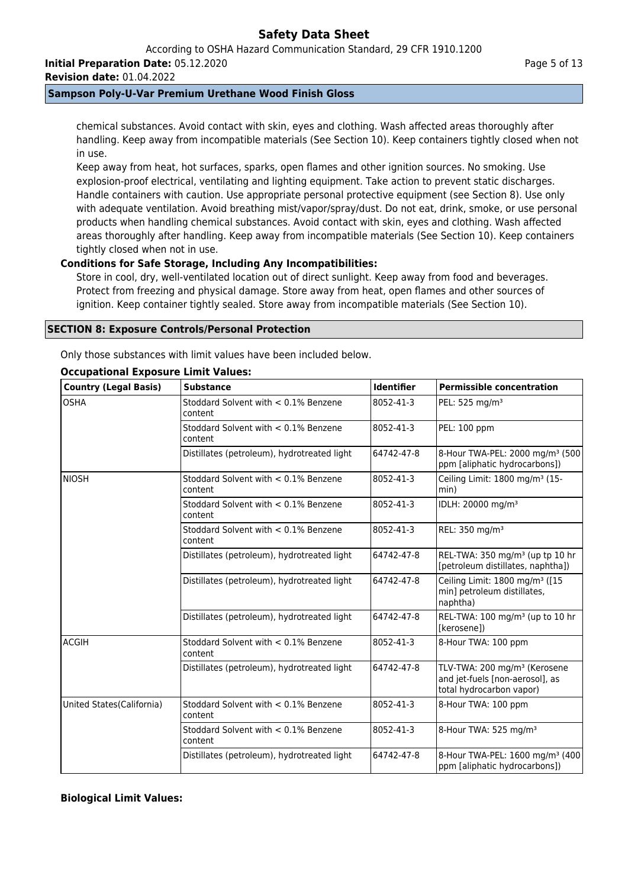chemical substances. Avoid contact with skin, eyes and clothing. Wash affected areas thoroughly after handling. Keep away from incompatible materials (See Section 10). Keep containers tightly closed when not in use.

Keep away from heat, hot surfaces, sparks, open flames and other ignition sources. No smoking. Use explosion-proof electrical, ventilating and lighting equipment. Take action to prevent static discharges. Handle containers with caution. Use appropriate personal protective equipment (see Section 8). Use only with adequate ventilation. Avoid breathing mist/vapor/spray/dust. Do not eat, drink, smoke, or use personal products when handling chemical substances. Avoid contact with skin, eyes and clothing. Wash affected areas thoroughly after handling. Keep away from incompatible materials (See Section 10). Keep containers tightly closed when not in use.

**Conditions for Safe Storage, Including Any Incompatibilities:**

Store in cool, dry, well-ventilated location out of direct sunlight. Keep away from food and beverages. Protect from freezing and physical damage. Store away from heat, open flames and other sources of ignition. Keep container tightly sealed. Store away from incompatible materials (See Section 10).

## SECTION 8: Exposure Controls/Personal Protection

Only those substances with limit values have been included below.

**Occupational Exposure Limit Values:**

| Country (Legal Basis) | Substance | Identifier | Permissible concentration |
|---|---|---|---|
| OSHA | Stoddard Solvent with < 0.1% Benzene content | 8052-41-3 | PEL: 525 mg/m³ |
| | Stoddard Solvent with < 0.1% Benzene content | 8052-41-3 | PEL: 100 ppm |
| | Distillates (petroleum), hydrotreated light | 64742-47-8 | 8-Hour TWA-PEL: 2000 mg/m³ (500 ppm [aliphatic hydrocarbons]) |
| NIOSH | Stoddard Solvent with < 0.1% Benzene content | 8052-41-3 | Ceiling Limit: 1800 mg/m³ (15-min) |
| | Stoddard Solvent with < 0.1% Benzene content | 8052-41-3 | IDLH: 20000 mg/m³ |
| | Stoddard Solvent with < 0.1% Benzene content | 8052-41-3 | REL: 350 mg/m³ |
| | Distillates (petroleum), hydrotreated light | 64742-47-8 | REL-TWA: 350 mg/m³ (up tp 10 hr [petroleum distillates, naphtha]) |
| | Distillates (petroleum), hydrotreated light | 64742-47-8 | Ceiling Limit: 1800 mg/m³ ([15 min] petroleum distillates, naphtha) |
| | Distillates (petroleum), hydrotreated light | 64742-47-8 | REL-TWA: 100 mg/m³ (up to 10 hr [kerosene]) |
| ACGIH | Stoddard Solvent with < 0.1% Benzene content | 8052-41-3 | 8-Hour TWA: 100 ppm |
| | Distillates (petroleum), hydrotreated light | 64742-47-8 | TLV-TWA: 200 mg/m³ (Kerosene and jet-fuels [non-aerosol], as total hydrocarbon vapor) |
| United States(California) | Stoddard Solvent with < 0.1% Benzene content | 8052-41-3 | 8-Hour TWA: 100 ppm |
| | Stoddard Solvent with < 0.1% Benzene content | 8052-41-3 | 8-Hour TWA: 525 mg/m³ |
| | Distillates (petroleum), hydrotreated light | 64742-47-8 | 8-Hour TWA-PEL: 1600 mg/m³ (400 ppm [aliphatic hydrocarbons]) |

**Biological Limit Values:**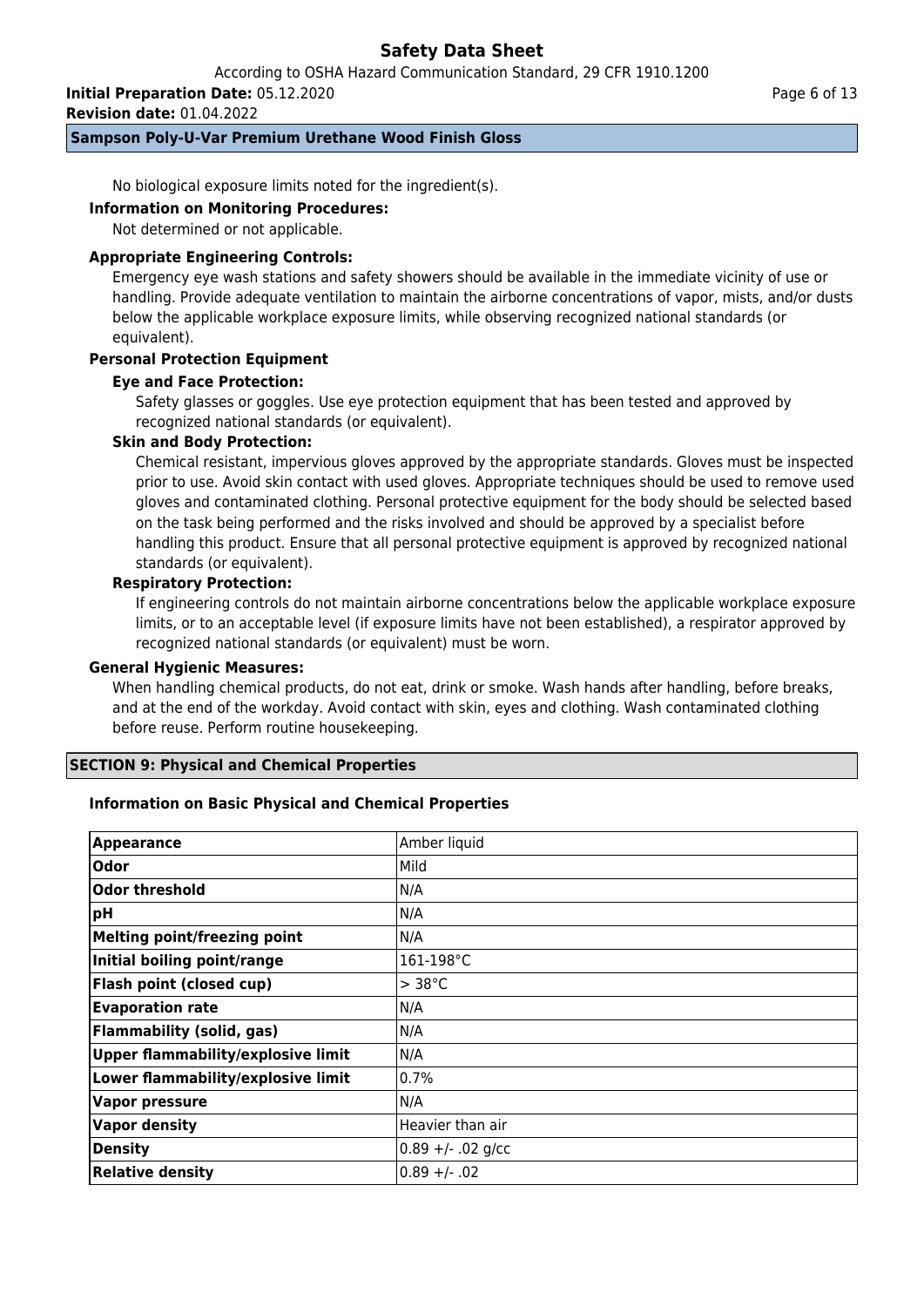No biological exposure limits noted for the ingredient(s).

**Information on Monitoring Procedures:**

Not determined or not applicable.

**Appropriate Engineering Controls:**

Emergency eye wash stations and safety showers should be available in the immediate vicinity of use or handling. Provide adequate ventilation to maintain the airborne concentrations of vapor, mists, and/or dusts below the applicable workplace exposure limits, while observing recognized national standards (or equivalent).

**Personal Protection Equipment**

**Eye and Face Protection:**

Safety glasses or goggles. Use eye protection equipment that has been tested and approved by recognized national standards (or equivalent).

**Skin and Body Protection:**

Chemical resistant, impervious gloves approved by the appropriate standards. Gloves must be inspected prior to use. Avoid skin contact with used gloves. Appropriate techniques should be used to remove used gloves and contaminated clothing. Personal protective equipment for the body should be selected based on the task being performed and the risks involved and should be approved by a specialist before handling this product. Ensure that all personal protective equipment is approved by recognized national standards (or equivalent).

**Respiratory Protection:**

If engineering controls do not maintain airborne concentrations below the applicable workplace exposure limits, or to an acceptable level (if exposure limits have not been established), a respirator approved by recognized national standards (or equivalent) must be worn.

**General Hygienic Measures:**

When handling chemical products, do not eat, drink or smoke. Wash hands after handling, before breaks, and at the end of the workday. Avoid contact with skin, eyes and clothing. Wash contaminated clothing before reuse. Perform routine housekeeping.

## SECTION 9: Physical and Chemical Properties

**Information on Basic Physical and Chemical Properties**

| Property | Value |
|---|---|
| **Appearance** | Amber liquid |
| **Odor** | Mild |
| **Odor threshold** | N/A |
| **pH** | N/A |
| **Melting point/freezing point** | N/A |
| **Initial boiling point/range** | 161-198°C |
| **Flash point (closed cup)** | > 38°C |
| **Evaporation rate** | N/A |
| **Flammability (solid, gas)** | N/A |
| **Upper flammability/explosive limit** | N/A |
| **Lower flammability/explosive limit** | 0.7% |
| **Vapor pressure** | N/A |
| **Vapor density** | Heavier than air |
| **Density** | 0.89 +/- .02 g/cc |
| **Relative density** | 0.89 +/- .02 |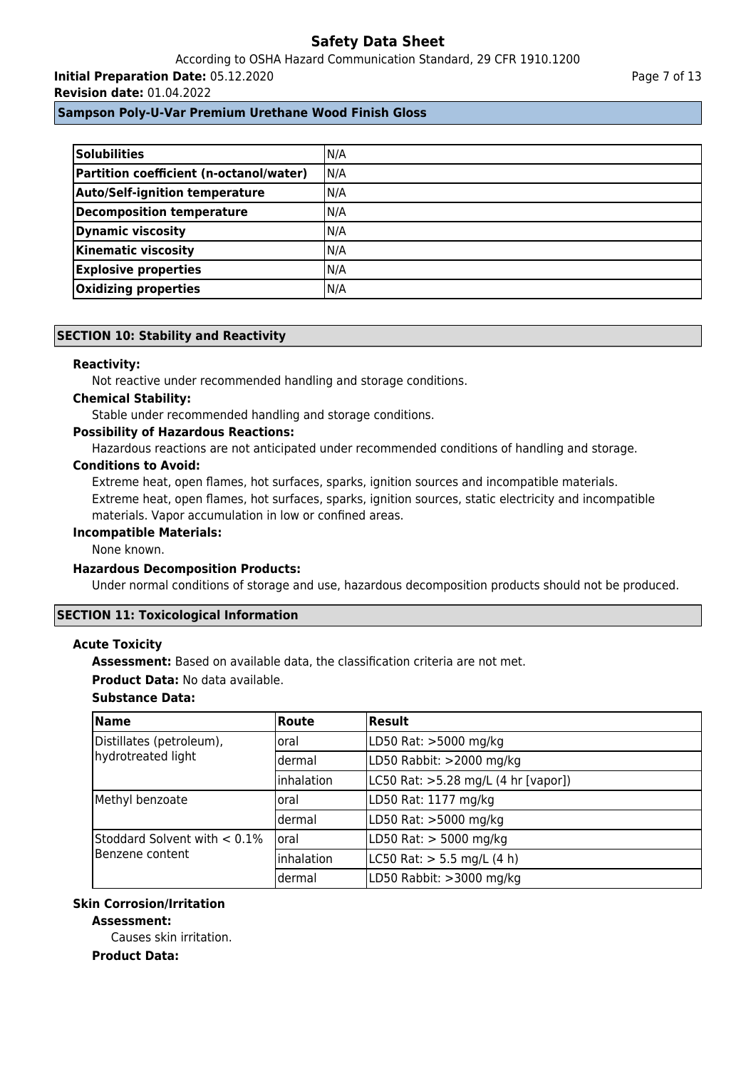| Solubilities | N/A |
|---|---|
| Partition coefficient (n-octanol/water) | N/A |
| Auto/Self-ignition temperature | N/A |
| Decomposition temperature | N/A |
| Dynamic viscosity | N/A |
| Kinematic viscosity | N/A |
| Explosive properties | N/A |
| Oxidizing properties | N/A |

## SECTION 10: Stability and Reactivity

**Reactivity:**

Not reactive under recommended handling and storage conditions.

**Chemical Stability:**

Stable under recommended handling and storage conditions.

**Possibility of Hazardous Reactions:**

Hazardous reactions are not anticipated under recommended conditions of handling and storage.

**Conditions to Avoid:**

Extreme heat, open flames, hot surfaces, sparks, ignition sources and incompatible materials.
Extreme heat, open flames, hot surfaces, sparks, ignition sources, static electricity and incompatible materials. Vapor accumulation in low or confined areas.

**Incompatible Materials:**

None known.

**Hazardous Decomposition Products:**

Under normal conditions of storage and use, hazardous decomposition products should not be produced.

## SECTION 11: Toxicological Information

**Acute Toxicity**

**Assessment:** Based on available data, the classification criteria are not met.

**Product Data:** No data available.

**Substance Data:**

| Name | Route | Result |
|---|---|---|
| Distillates (petroleum), hydrotreated light | oral | LD50 Rat: >5000 mg/kg |
| | dermal | LD50 Rabbit: >2000 mg/kg |
| | inhalation | LC50 Rat: >5.28 mg/L (4 hr [vapor]) |
| Methyl benzoate | oral | LD50 Rat: 1177 mg/kg |
| | dermal | LD50 Rat: >5000 mg/kg |
| Stoddard Solvent with < 0.1% Benzene content | oral | LD50 Rat: > 5000 mg/kg |
| | inhalation | LC50 Rat: > 5.5 mg/L (4 h) |
| | dermal | LD50 Rabbit: >3000 mg/kg |

**Skin Corrosion/Irritation**

**Assessment:**

Causes skin irritation.

**Product Data:**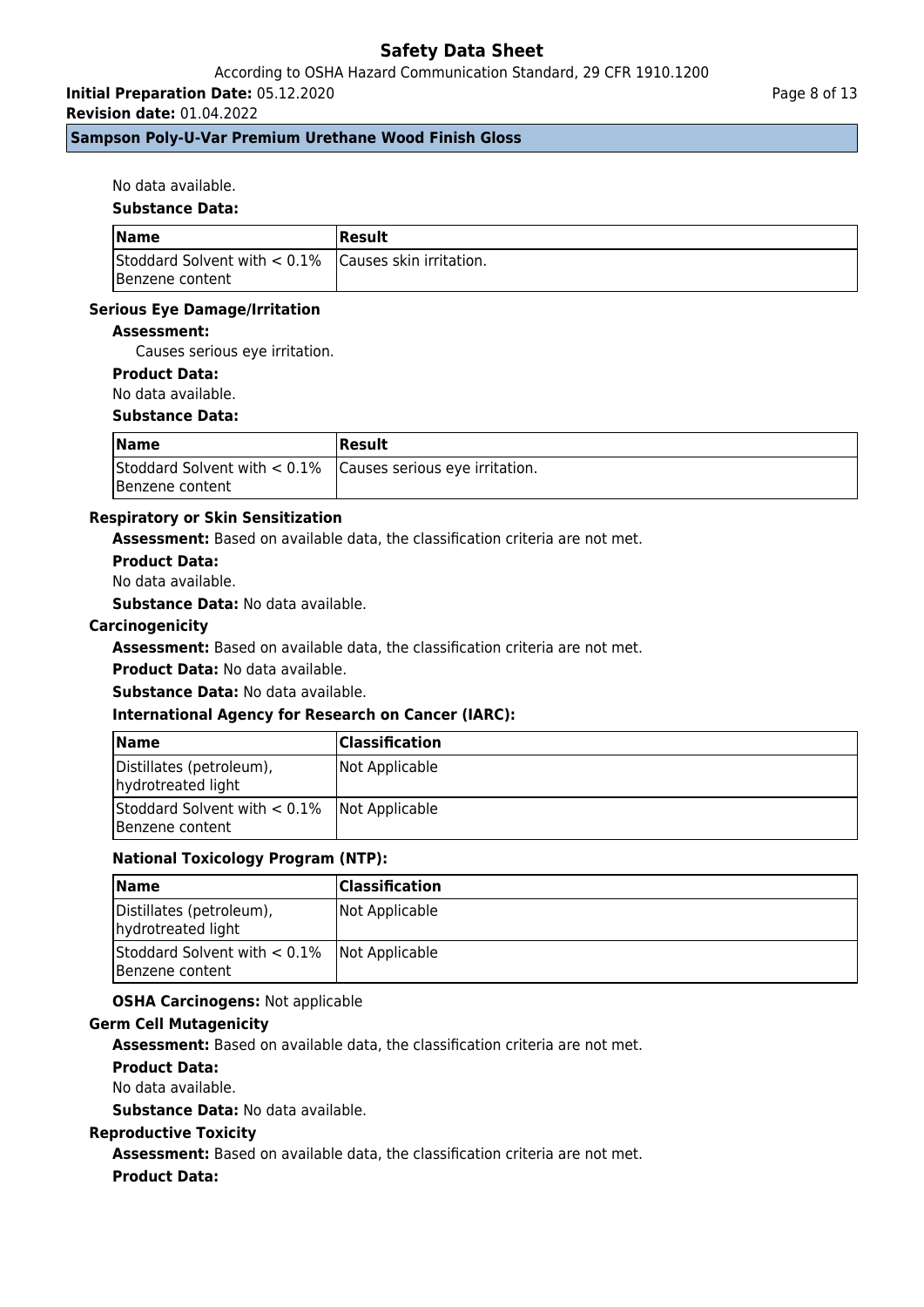No data available.

**Substance Data:**

| Name | Result |
| --- | --- |
| Stoddard Solvent with < 0.1% Benzene content | Causes skin irritation. |

### Serious Eye Damage/Irritation

**Assessment:**

Causes serious eye irritation.

**Product Data:**

No data available.

**Substance Data:**

| Name | Result |
| --- | --- |
| Stoddard Solvent with < 0.1% Benzene content | Causes serious eye irritation. |

### Respiratory or Skin Sensitization

**Assessment:** Based on available data, the classification criteria are not met.

**Product Data:**

No data available.

**Substance Data:** No data available.

### Carcinogenicity

**Assessment:** Based on available data, the classification criteria are not met.

**Product Data:** No data available.

**Substance Data:** No data available.

**International Agency for Research on Cancer (IARC):**

| Name | Classification |
| --- | --- |
| Distillates (petroleum), hydrotreated light | Not Applicable |
| Stoddard Solvent with < 0.1% Benzene content | Not Applicable |

**National Toxicology Program (NTP):**

| Name | Classification |
| --- | --- |
| Distillates (petroleum), hydrotreated light | Not Applicable |
| Stoddard Solvent with < 0.1% Benzene content | Not Applicable |

**OSHA Carcinogens:** Not applicable

### Germ Cell Mutagenicity

**Assessment:** Based on available data, the classification criteria are not met.

**Product Data:**

No data available.

**Substance Data:** No data available.

### Reproductive Toxicity

**Assessment:** Based on available data, the classification criteria are not met.

**Product Data:**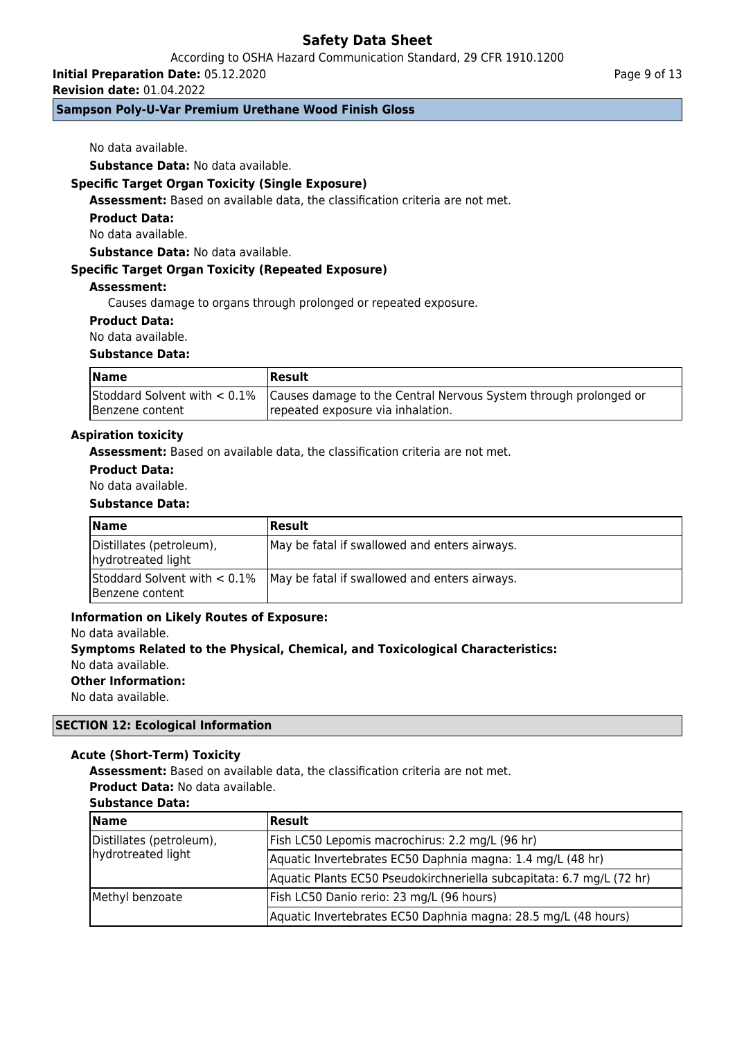No data available.

**Substance Data:** No data available.

**Specific Target Organ Toxicity (Single Exposure)**

**Assessment:** Based on available data, the classification criteria are not met.

**Product Data:**

No data available.

**Substance Data:** No data available.

**Specific Target Organ Toxicity (Repeated Exposure)**

**Assessment:**

Causes damage to organs through prolonged or repeated exposure.

**Product Data:**

No data available.

**Substance Data:**

| Name | Result |
|---|---|
| Stoddard Solvent with < 0.1% Benzene content | Causes damage to the Central Nervous System through prolonged or repeated exposure via inhalation. |

**Aspiration toxicity**

**Assessment:** Based on available data, the classification criteria are not met.

**Product Data:**

No data available.

**Substance Data:**

| Name | Result |
|---|---|
| Distillates (petroleum), hydrotreated light | May be fatal if swallowed and enters airways. |
| Stoddard Solvent with < 0.1% Benzene content | May be fatal if swallowed and enters airways. |

**Information on Likely Routes of Exposure:**

No data available.

**Symptoms Related to the Physical, Chemical, and Toxicological Characteristics:**

No data available.

**Other Information:**

No data available.

## SECTION 12: Ecological Information

**Acute (Short-Term) Toxicity**

**Assessment:** Based on available data, the classification criteria are not met.

**Product Data:** No data available.

**Substance Data:**

| Name | Result |
|---|---|
| Distillates (petroleum), hydrotreated light | Fish LC50 Lepomis macrochirus: 2.2 mg/L (96 hr) |
| | Aquatic Invertebrates EC50 Daphnia magna: 1.4 mg/L (48 hr) |
| | Aquatic Plants EC50 Pseudokirchneriella subcapitata: 6.7 mg/L (72 hr) |
| Methyl benzoate | Fish LC50 Danio rerio: 23 mg/L (96 hours) |
| | Aquatic Invertebrates EC50 Daphnia magna: 28.5 mg/L (48 hours) |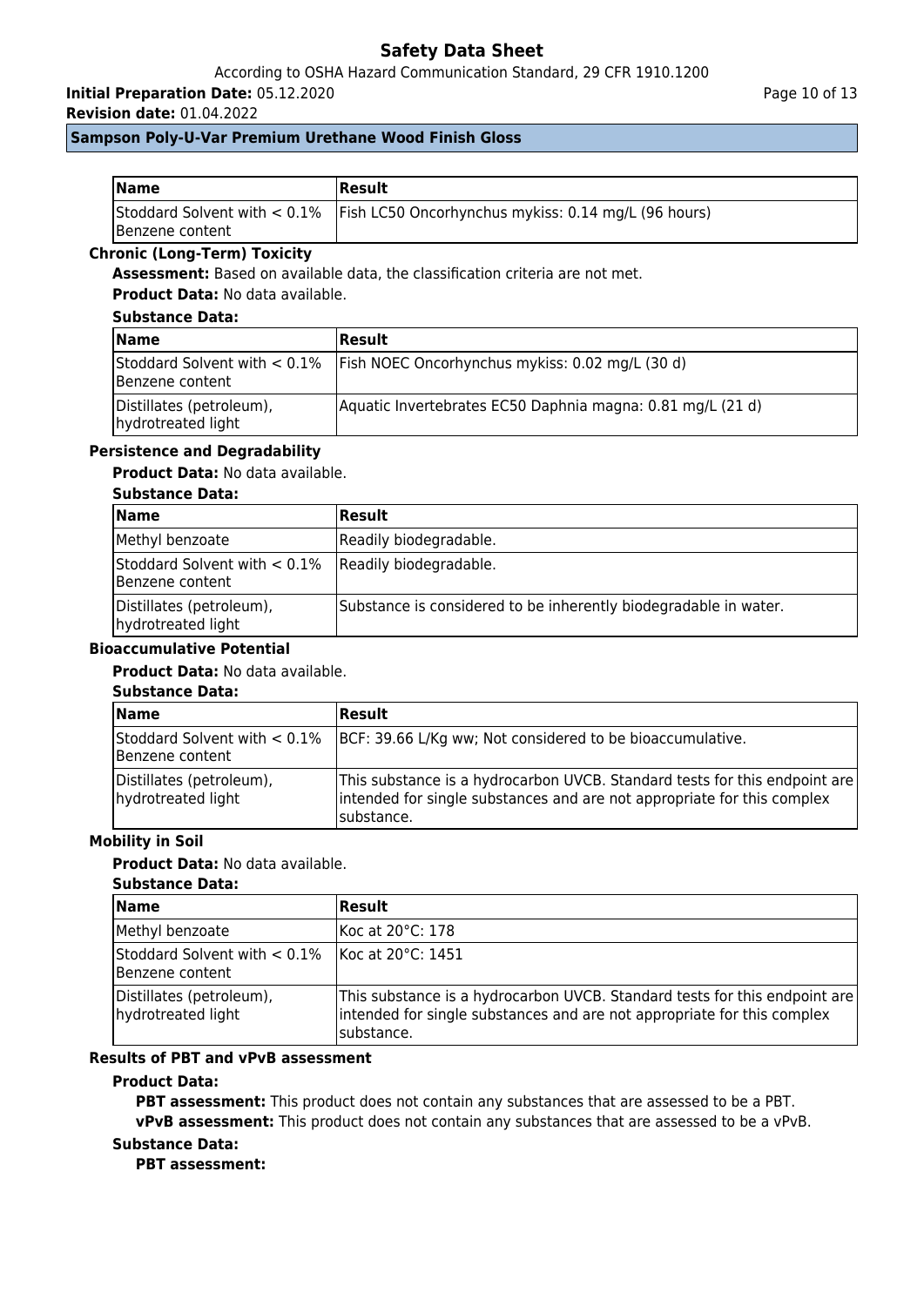| Name | Result |
| --- | --- |
| Stoddard Solvent with < 0.1% Benzene content | Fish LC50 Oncorhynchus mykiss: 0.14 mg/L (96 hours) |

**Chronic (Long-Term) Toxicity**

**Assessment:** Based on available data, the classification criteria are not met.

**Product Data:** No data available.

**Substance Data:**

| Name | Result |
| --- | --- |
| Stoddard Solvent with < 0.1% Benzene content | Fish NOEC Oncorhynchus mykiss: 0.02 mg/L (30 d) |
| Distillates (petroleum), hydrotreated light | Aquatic Invertebrates EC50 Daphnia magna: 0.81 mg/L (21 d) |

**Persistence and Degradability**

**Product Data:** No data available.

**Substance Data:**

| Name | Result |
| --- | --- |
| Methyl benzoate | Readily biodegradable. |
| Stoddard Solvent with < 0.1% Benzene content | Readily biodegradable. |
| Distillates (petroleum), hydrotreated light | Substance is considered to be inherently biodegradable in water. |

**Bioaccumulative Potential**

**Product Data:** No data available.

**Substance Data:**

| Name | Result |
| --- | --- |
| Stoddard Solvent with < 0.1% Benzene content | BCF: 39.66 L/Kg ww; Not considered to be bioaccumulative. |
| Distillates (petroleum), hydrotreated light | This substance is a hydrocarbon UVCB. Standard tests for this endpoint are intended for single substances and are not appropriate for this complex substance. |

**Mobility in Soil**

**Product Data:** No data available.

**Substance Data:**

| Name | Result |
| --- | --- |
| Methyl benzoate | Koc at 20°C: 178 |
| Stoddard Solvent with < 0.1% Benzene content | Koc at 20°C: 1451 |
| Distillates (petroleum), hydrotreated light | This substance is a hydrocarbon UVCB. Standard tests for this endpoint are intended for single substances and are not appropriate for this complex substance. |

**Results of PBT and vPvB assessment**

**Product Data:**

**PBT assessment:** This product does not contain any substances that are assessed to be a PBT.

**vPvB assessment:** This product does not contain any substances that are assessed to be a vPvB.

**Substance Data:**

**PBT assessment:**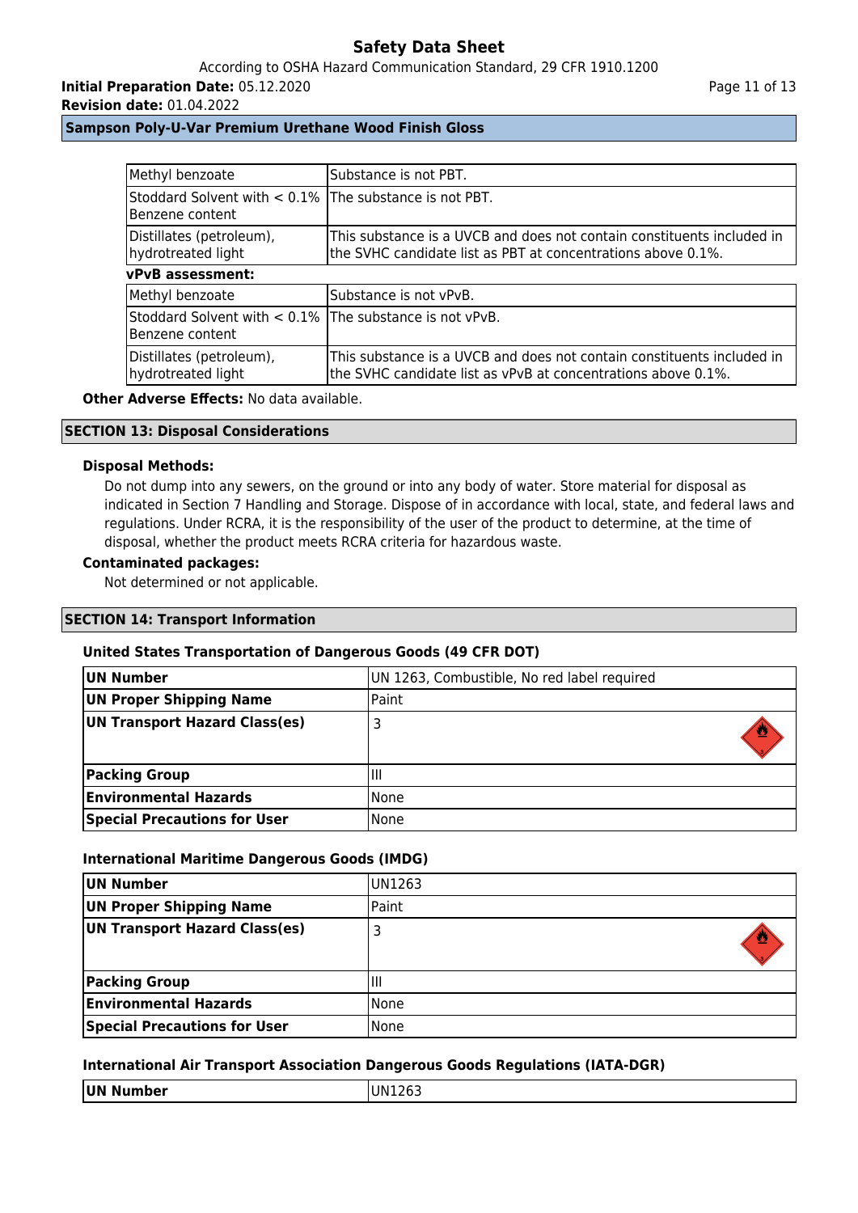| Methyl benzoate | Substance is not PBT. |
|---|---|
| Stoddard Solvent with < 0.1% Benzene content | The substance is not PBT. |
| Distillates (petroleum), hydrotreated light | This substance is a UVCB and does not contain constituents included in the SVHC candidate list as PBT at concentrations above 0.1%. |

**vPvB assessment:**

| Methyl benzoate | Substance is not vPvB. |
|---|---|
| Stoddard Solvent with < 0.1% Benzene content | The substance is not vPvB. |
| Distillates (petroleum), hydrotreated light | This substance is a UVCB and does not contain constituents included in the SVHC candidate list as vPvB at concentrations above 0.1%. |

**Other Adverse Effects:** No data available.

## SECTION 13: Disposal Considerations

**Disposal Methods:**

Do not dump into any sewers, on the ground or into any body of water. Store material for disposal as indicated in Section 7 Handling and Storage. Dispose of in accordance with local, state, and federal laws and regulations. Under RCRA, it is the responsibility of the user of the product to determine, at the time of disposal, whether the product meets RCRA criteria for hazardous waste.

**Contaminated packages:**

Not determined or not applicable.

## SECTION 14: Transport Information

**United States Transportation of Dangerous Goods (49 CFR DOT)**

| **UN Number** | UN 1263, Combustible, No red label required |
|---|---|
| **UN Proper Shipping Name** | Paint |
| **UN Transport Hazard Class(es)** | 3 |
| **Packing Group** | III |
| **Environmental Hazards** | None |
| **Special Precautions for User** | None |

**International Maritime Dangerous Goods (IMDG)**

| **UN Number** | UN1263 |
|---|---|
| **UN Proper Shipping Name** | Paint |
| **UN Transport Hazard Class(es)** | 3 |
| **Packing Group** | III |
| **Environmental Hazards** | None |
| **Special Precautions for User** | None |

**International Air Transport Association Dangerous Goods Regulations (IATA-DGR)**

| **UN Number** | UN1263 |
|---|---|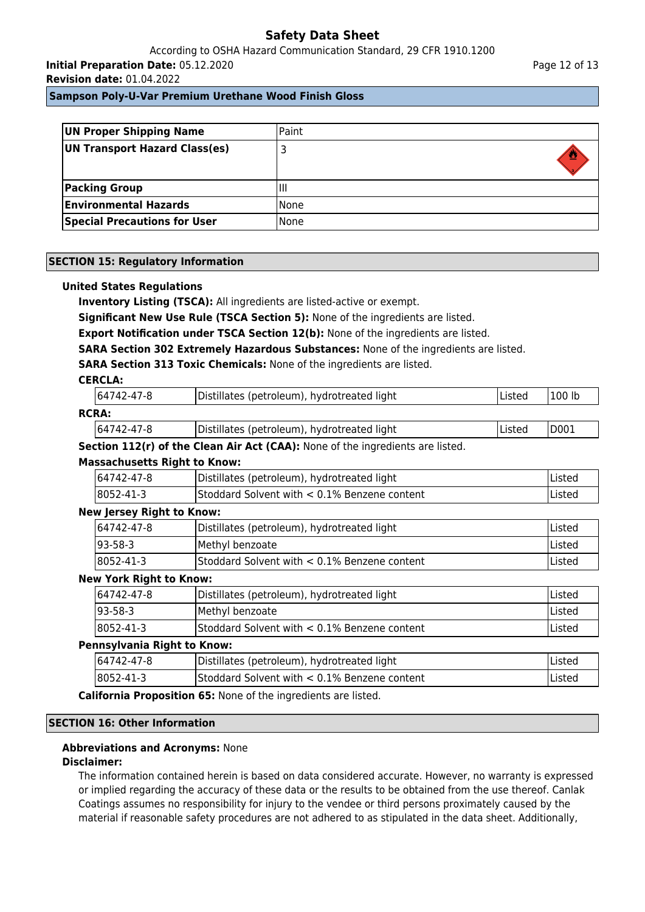| UN Proper Shipping Name | Paint |
| --- | --- |
| UN Transport Hazard Class(es) | 3 |
| Packing Group | III |
| Environmental Hazards | None |
| Special Precautions for User | None |

## SECTION 15: Regulatory Information

**United States Regulations**

**Inventory Listing (TSCA):** All ingredients are listed-active or exempt.

**Significant New Use Rule (TSCA Section 5):** None of the ingredients are listed.

**Export Notification under TSCA Section 12(b):** None of the ingredients are listed.

**SARA Section 302 Extremely Hazardous Substances:** None of the ingredients are listed.

**SARA Section 313 Toxic Chemicals:** None of the ingredients are listed.

**CERCLA:**

| | | | |
| --- | --- | --- | --- |
| 64742-47-8 | Distillates (petroleum), hydrotreated light | Listed | 100 lb |

**RCRA:**

| | | | |
| --- | --- | --- | --- |
| 64742-47-8 | Distillates (petroleum), hydrotreated light | Listed | D001 |

**Section 112(r) of the Clean Air Act (CAA):** None of the ingredients are listed.

**Massachusetts Right to Know:**

| | | |
| --- | --- | --- |
| 64742-47-8 | Distillates (petroleum), hydrotreated light | Listed |
| 8052-41-3 | Stoddard Solvent with < 0.1% Benzene content | Listed |

**New Jersey Right to Know:**

| | | |
| --- | --- | --- |
| 64742-47-8 | Distillates (petroleum), hydrotreated light | Listed |
| 93-58-3 | Methyl benzoate | Listed |
| 8052-41-3 | Stoddard Solvent with < 0.1% Benzene content | Listed |

**New York Right to Know:**

| | | |
| --- | --- | --- |
| 64742-47-8 | Distillates (petroleum), hydrotreated light | Listed |
| 93-58-3 | Methyl benzoate | Listed |
| 8052-41-3 | Stoddard Solvent with < 0.1% Benzene content | Listed |

**Pennsylvania Right to Know:**

| | | |
| --- | --- | --- |
| 64742-47-8 | Distillates (petroleum), hydrotreated light | Listed |
| 8052-41-3 | Stoddard Solvent with < 0.1% Benzene content | Listed |

**California Proposition 65:** None of the ingredients are listed.

## SECTION 16: Other Information

**Abbreviations and Acronyms:** None

**Disclaimer:**

The information contained herein is based on data considered accurate. However, no warranty is expressed or implied regarding the accuracy of these data or the results to be obtained from the use thereof. Canlak Coatings assumes no responsibility for injury to the vendee or third persons proximately caused by the material if reasonable safety procedures are not adhered to as stipulated in the data sheet. Additionally,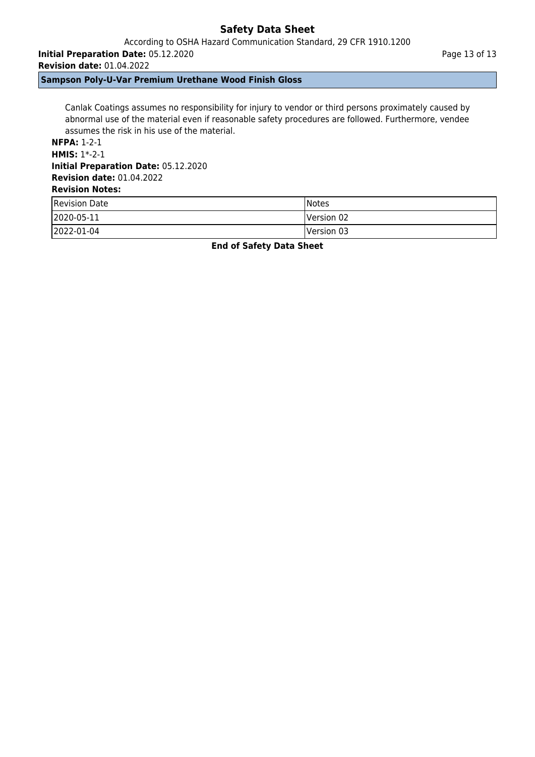Canlak Coatings assumes no responsibility for injury to vendor or third persons proximately caused by abnormal use of the material even if reasonable safety procedures are followed. Furthermore, vendee assumes the risk in his use of the material.

**NFPA:** 1-2-1

**HMIS:** 1*-2-1

**Initial Preparation Date:** 05.12.2020

**Revision date:** 01.04.2022

**Revision Notes:**

| Revision Date | Notes |
|---|---|
| 2020-05-11 | Version 02 |
| 2022-01-04 | Version 03 |

**End of Safety Data Sheet**